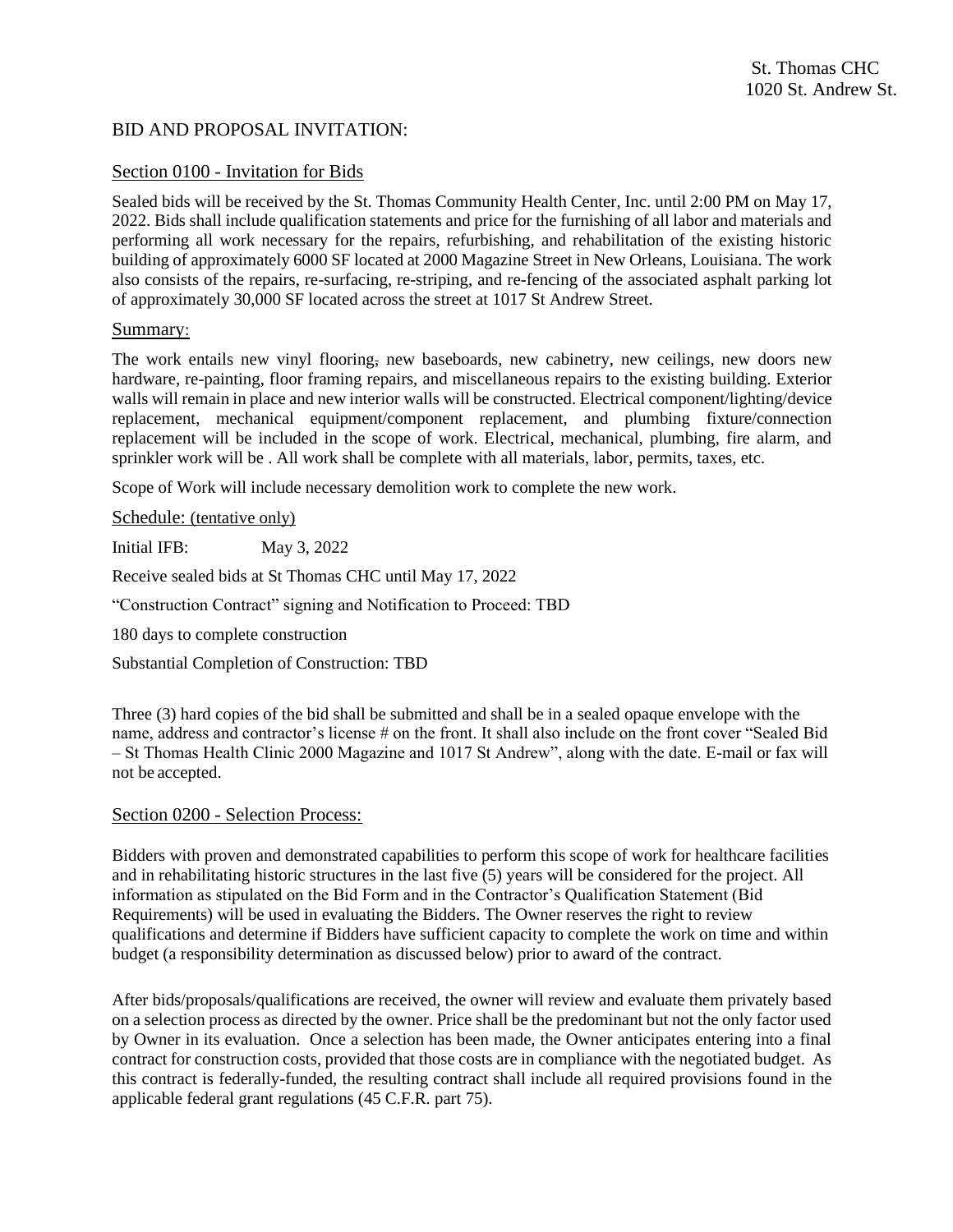St. Thomas CHC
1020 St. Andrew St.

BID AND PROPOSAL INVITATION:

## Section 0100 - Invitation for Bids

Sealed bids will be received by the St. Thomas Community Health Center, Inc. until 2:00 PM on May 17, 2022. Bids shall include qualification statements and price for the furnishing of all labor and materials and performing all work necessary for the repairs, refurbishing, and rehabilitation of the existing historic building of approximately 6000 SF located at 2000 Magazine Street in New Orleans, Louisiana. The work also consists of the repairs, re-surfacing, re-striping, and re-fencing of the associated asphalt parking lot of approximately 30,000 SF located across the street at 1017 St Andrew Street.

### Summary:

The work entails new vinyl flooring, new baseboards, new cabinetry, new ceilings, new doors new hardware, re-painting, floor framing repairs, and miscellaneous repairs to the existing building. Exterior walls will remain in place and new interior walls will be constructed. Electrical component/lighting/device replacement, mechanical equipment/component replacement, and plumbing fixture/connection replacement will be included in the scope of work. Electrical, mechanical, plumbing, fire alarm, and sprinkler work will be . All work shall be complete with all materials, labor, permits, taxes, etc.

Scope of Work will include necessary demolition work to complete the new work.

### Schedule: (tentative only)

Initial IFB: May 3, 2022

Receive sealed bids at St Thomas CHC until May 17, 2022

"Construction Contract" signing and Notification to Proceed: TBD

180 days to complete construction

Substantial Completion of Construction: TBD

Three (3) hard copies of the bid shall be submitted and shall be in a sealed opaque envelope with the name, address and contractor's license # on the front. It shall also include on the front cover "Sealed Bid – St Thomas Health Clinic 2000 Magazine and 1017 St Andrew", along with the date. E-mail or fax will not be accepted.

## Section 0200 - Selection Process:

Bidders with proven and demonstrated capabilities to perform this scope of work for healthcare facilities and in rehabilitating historic structures in the last five (5) years will be considered for the project. All information as stipulated on the Bid Form and in the Contractor's Qualification Statement (Bid Requirements) will be used in evaluating the Bidders. The Owner reserves the right to review qualifications and determine if Bidders have sufficient capacity to complete the work on time and within budget (a responsibility determination as discussed below) prior to award of the contract.

After bids/proposals/qualifications are received, the owner will review and evaluate them privately based on a selection process as directed by the owner. Price shall be the predominant but not the only factor used by Owner in its evaluation. Once a selection has been made, the Owner anticipates entering into a final contract for construction costs, provided that those costs are in compliance with the negotiated budget. As this contract is federally-funded, the resulting contract shall include all required provisions found in the applicable federal grant regulations (45 C.F.R. part 75).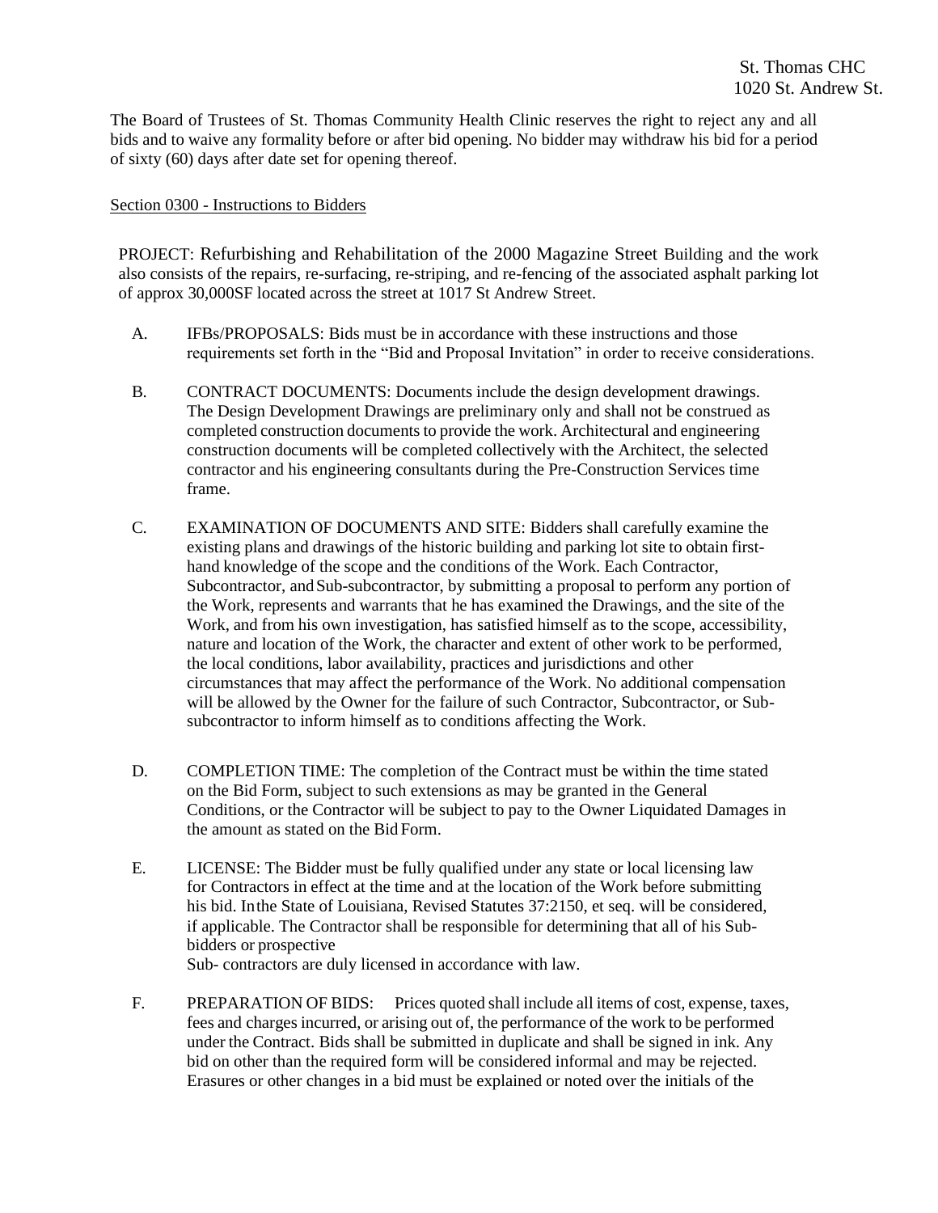The Board of Trustees of St. Thomas Community Health Clinic reserves the right to reject any and all bids and to waive any formality before or after bid opening. No bidder may withdraw his bid for a period of sixty (60) days after date set for opening thereof.

<u>Section 0300 - Instructions to Bidders</u>

PROJECT: Refurbishing and Rehabilitation of the 2000 Magazine Street Building and the work also consists of the repairs, re-surfacing, re-striping, and re-fencing of the associated asphalt parking lot of approx 30,000SF located across the street at 1017 St Andrew Street.

A. IFBs/PROPOSALS: Bids must be in accordance with these instructions and those requirements set forth in the "Bid and Proposal Invitation" in order to receive considerations.

B. CONTRACT DOCUMENTS: Documents include the design development drawings. The Design Development Drawings are preliminary only and shall not be construed as completed construction documents to provide the work. Architectural and engineering construction documents will be completed collectively with the Architect, the selected contractor and his engineering consultants during the Pre-Construction Services time frame.

C. EXAMINATION OF DOCUMENTS AND SITE: Bidders shall carefully examine the existing plans and drawings of the historic building and parking lot site to obtain first-hand knowledge of the scope and the conditions of the Work. Each Contractor, Subcontractor, and Sub-subcontractor, by submitting a proposal to perform any portion of the Work, represents and warrants that he has examined the Drawings, and the site of the Work, and from his own investigation, has satisfied himself as to the scope, accessibility, nature and location of the Work, the character and extent of other work to be performed, the local conditions, labor availability, practices and jurisdictions and other circumstances that may affect the performance of the Work. No additional compensation will be allowed by the Owner for the failure of such Contractor, Subcontractor, or Sub-subcontractor to inform himself as to conditions affecting the Work.

D. COMPLETION TIME: The completion of the Contract must be within the time stated on the Bid Form, subject to such extensions as may be granted in the General Conditions, or the Contractor will be subject to pay to the Owner Liquidated Damages in the amount as stated on the Bid Form.

E. LICENSE: The Bidder must be fully qualified under any state or local licensing law for Contractors in effect at the time and at the location of the Work before submitting his bid. In the State of Louisiana, Revised Statutes 37:2150, et seq. will be considered, if applicable. The Contractor shall be responsible for determining that all of his Sub-bidders or prospective Sub- contractors are duly licensed in accordance with law.

F. PREPARATION OF BIDS: Prices quoted shall include all items of cost, expense, taxes, fees and charges incurred, or arising out of, the performance of the work to be performed under the Contract. Bids shall be submitted in duplicate and shall be signed in ink. Any bid on other than the required form will be considered informal and may be rejected. Erasures or other changes in a bid must be explained or noted over the initials of the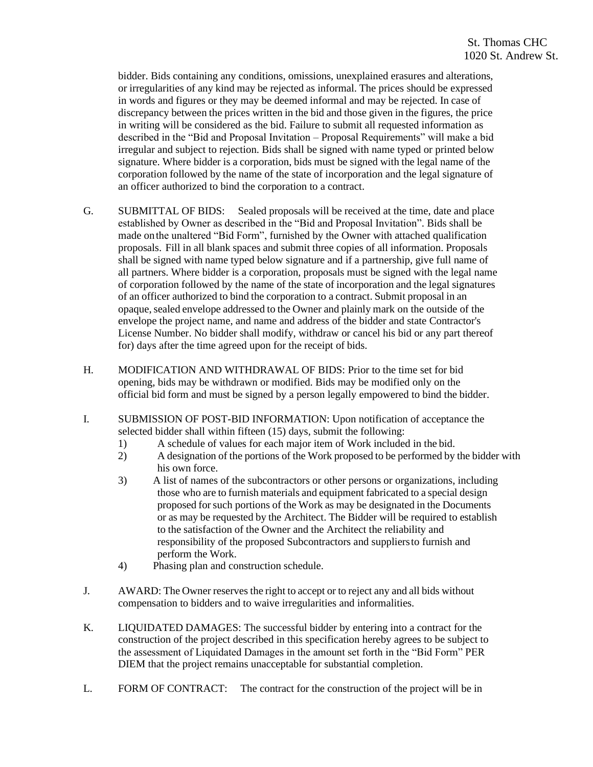bidder. Bids containing any conditions, omissions, unexplained erasures and alterations, or irregularities of any kind may be rejected as informal. The prices should be expressed in words and figures or they may be deemed informal and may be rejected. In case of discrepancy between the prices written in the bid and those given in the figures, the price in writing will be considered as the bid. Failure to submit all requested information as described in the "Bid and Proposal Invitation – Proposal Requirements" will make a bid irregular and subject to rejection. Bids shall be signed with name typed or printed below signature. Where bidder is a corporation, bids must be signed with the legal name of the corporation followed by the name of the state of incorporation and the legal signature of an officer authorized to bind the corporation to a contract.

G. SUBMITTAL OF BIDS: Sealed proposals will be received at the time, date and place established by Owner as described in the "Bid and Proposal Invitation". Bids shall be made on the unaltered "Bid Form", furnished by the Owner with attached qualification proposals. Fill in all blank spaces and submit three copies of all information. Proposals shall be signed with name typed below signature and if a partnership, give full name of all partners. Where bidder is a corporation, proposals must be signed with the legal name of corporation followed by the name of the state of incorporation and the legal signatures of an officer authorized to bind the corporation to a contract. Submit proposal in an opaque, sealed envelope addressed to the Owner and plainly mark on the outside of the envelope the project name, and name and address of the bidder and state Contractor's License Number. No bidder shall modify, withdraw or cancel his bid or any part thereof for) days after the time agreed upon for the receipt of bids.

H. MODIFICATION AND WITHDRAWAL OF BIDS: Prior to the time set for bid opening, bids may be withdrawn or modified. Bids may be modified only on the official bid form and must be signed by a person legally empowered to bind the bidder.

I. SUBMISSION OF POST-BID INFORMATION: Upon notification of acceptance the selected bidder shall within fifteen (15) days, submit the following:

1) A schedule of values for each major item of Work included in the bid.
2) A designation of the portions of the Work proposed to be performed by the bidder with his own force.
3) A list of names of the subcontractors or other persons or organizations, including those who are to furnish materials and equipment fabricated to a special design proposed for such portions of the Work as may be designated in the Documents or as may be requested by the Architect. The Bidder will be required to establish to the satisfaction of the Owner and the Architect the reliability and responsibility of the proposed Subcontractors and suppliers to furnish and perform the Work.
4) Phasing plan and construction schedule.

J. AWARD: The Owner reserves the right to accept or to reject any and all bids without compensation to bidders and to waive irregularities and informalities.

K. LIQUIDATED DAMAGES: The successful bidder by entering into a contract for the construction of the project described in this specification hereby agrees to be subject to the assessment of Liquidated Damages in the amount set forth in the "Bid Form" PER DIEM that the project remains unacceptable for substantial completion.

L. FORM OF CONTRACT: The contract for the construction of the project will be in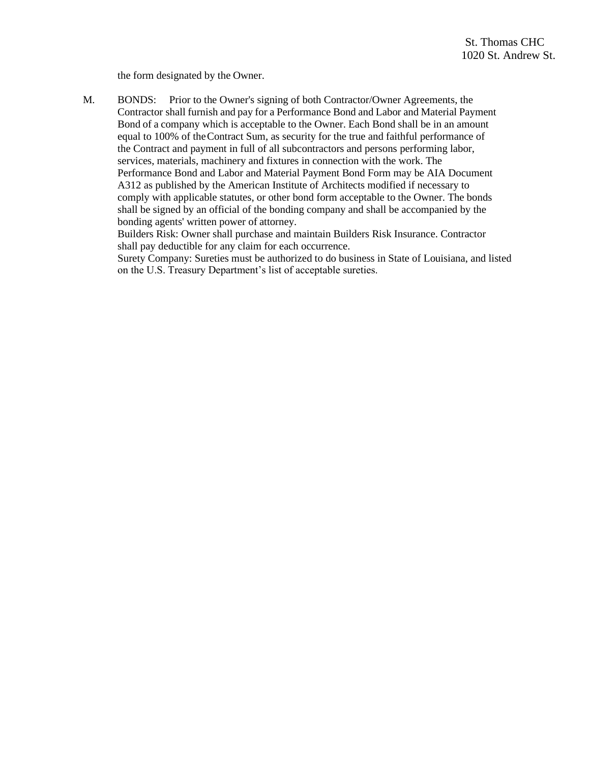the form designated by the Owner.

M. BONDS: Prior to the Owner's signing of both Contractor/Owner Agreements, the Contractor shall furnish and pay for a Performance Bond and Labor and Material Payment Bond of a company which is acceptable to the Owner. Each Bond shall be in an amount equal to 100% of the Contract Sum, as security for the true and faithful performance of the Contract and payment in full of all subcontractors and persons performing labor, services, materials, machinery and fixtures in connection with the work. The Performance Bond and Labor and Material Payment Bond Form may be AIA Document A312 as published by the American Institute of Architects modified if necessary to comply with applicable statutes, or other bond form acceptable to the Owner. The bonds shall be signed by an official of the bonding company and shall be accompanied by the bonding agents' written power of attorney.

Builders Risk: Owner shall purchase and maintain Builders Risk Insurance. Contractor shall pay deductible for any claim for each occurrence.

Surety Company: Sureties must be authorized to do business in State of Louisiana, and listed on the U.S. Treasury Department's list of acceptable sureties.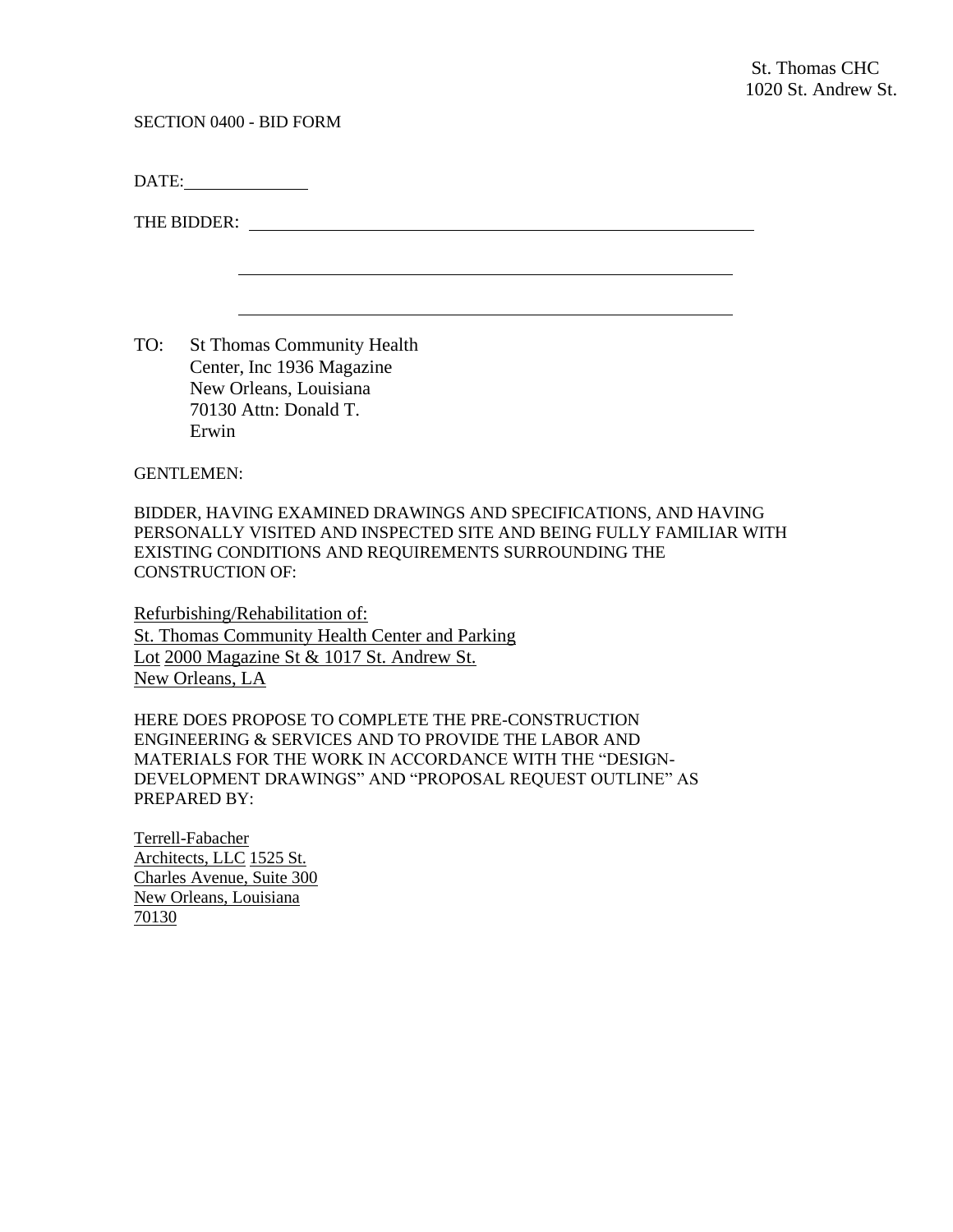St. Thomas CHC
1020 St. Andrew St.

SECTION 0400 - BID FORM

DATE:\_\_\_\_\_\_\_\_\_\_\_\_\_\_

THE BIDDER: \_\_\_\_\_\_\_\_\_\_\_\_\_\_\_\_\_\_\_\_\_\_\_\_\_\_\_\_\_\_\_\_\_\_\_\_\_\_\_\_\_\_\_\_\_\_\_\_\_\_\_\_\_\_\_\_

\_\_\_\_\_\_\_\_\_\_\_\_\_\_\_\_\_\_\_\_\_\_\_\_\_\_\_\_\_\_\_\_\_\_\_\_\_\_\_\_\_\_\_\_\_\_\_\_\_\_\_\_\_\_\_\_

\_\_\_\_\_\_\_\_\_\_\_\_\_\_\_\_\_\_\_\_\_\_\_\_\_\_\_\_\_\_\_\_\_\_\_\_\_\_\_\_\_\_\_\_\_\_\_\_\_\_\_\_\_\_\_\_

TO: St Thomas Community Health Center, Inc 1936 Magazine New Orleans, Louisiana 70130 Attn: Donald T. Erwin

GENTLEMEN:

BIDDER, HAVING EXAMINED DRAWINGS AND SPECIFICATIONS, AND HAVING PERSONALLY VISITED AND INSPECTED SITE AND BEING FULLY FAMILIAR WITH EXISTING CONDITIONS AND REQUIREMENTS SURROUNDING THE CONSTRUCTION OF:

Refurbishing/Rehabilitation of:
St. Thomas Community Health Center and Parking Lot 2000 Magazine St & 1017 St. Andrew St.
New Orleans, LA

HERE DOES PROPOSE TO COMPLETE THE PRE-CONSTRUCTION ENGINEERING & SERVICES AND TO PROVIDE THE LABOR AND MATERIALS FOR THE WORK IN ACCORDANCE WITH THE "DESIGN-DEVELOPMENT DRAWINGS" AND "PROPOSAL REQUEST OUTLINE" AS PREPARED BY:

Terrell-Fabacher Architects, LLC 1525 St. Charles Avenue, Suite 300
New Orleans, Louisiana 70130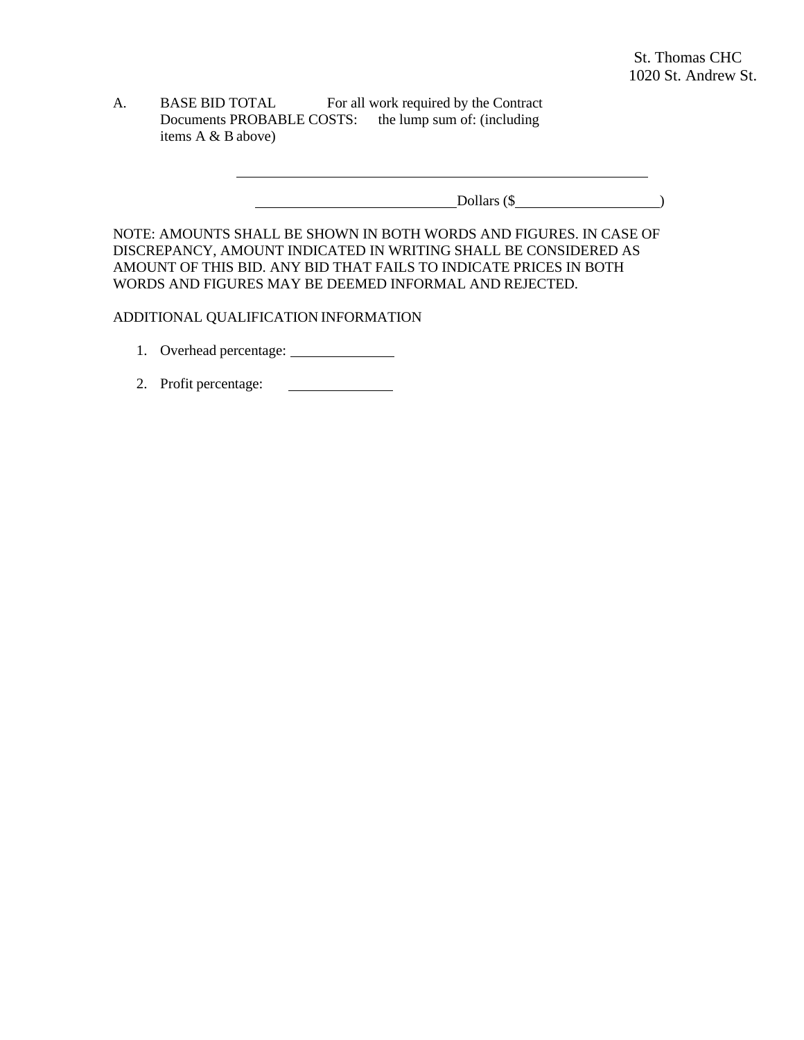A. BASE BID TOTAL PROBABLE COSTS: (including items A & B above)

For all work required by the Contract Documents the lump sum of:

\_\_\_\_\_\_\_\_\_\_\_\_\_\_\_\_\_\_\_\_\_\_\_\_\_\_\_\_\_\_\_\_\_\_\_\_\_\_\_\_\_\_\_\_\_\_\_\_

\_\_\_\_\_\_\_\_\_\_\_\_\_\_\_\_\_\_\_\_\_\_\_\_\_\_ Dollars ($\_\_\_\_\_\_\_\_\_\_\_\_\_\_\_\_\_\_\_\_)

NOTE: AMOUNTS SHALL BE SHOWN IN BOTH WORDS AND FIGURES. IN CASE OF DISCREPANCY, AMOUNT INDICATED IN WRITING SHALL BE CONSIDERED AS AMOUNT OF THIS BID. ANY BID THAT FAILS TO INDICATE PRICES IN BOTH WORDS AND FIGURES MAY BE DEEMED INFORMAL AND REJECTED.

ADDITIONAL QUALIFICATION INFORMATION

1. Overhead percentage: \_\_\_\_\_\_\_\_\_\_\_\_\_\_
2. Profit percentage: \_\_\_\_\_\_\_\_\_\_\_\_\_\_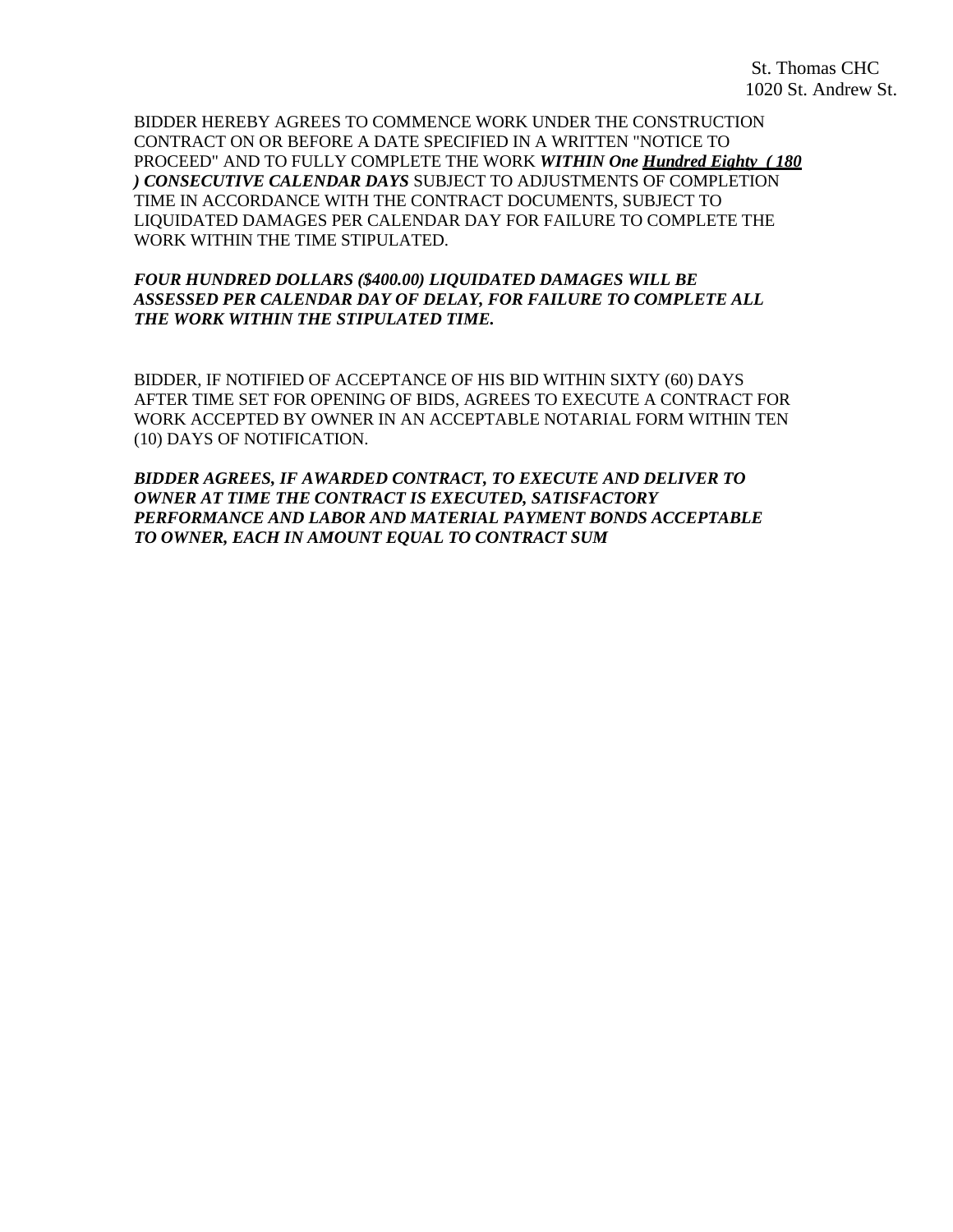St. Thomas CHC
1020 St. Andrew St.

BIDDER HEREBY AGREES TO COMMENCE WORK UNDER THE CONSTRUCTION CONTRACT ON OR BEFORE A DATE SPECIFIED IN A WRITTEN "NOTICE TO PROCEED" AND TO FULLY COMPLETE THE WORK ***WITHIN One Hundred Eighty ( 180 ) CONSECUTIVE CALENDAR DAYS*** SUBJECT TO ADJUSTMENTS OF COMPLETION TIME IN ACCORDANCE WITH THE CONTRACT DOCUMENTS, SUBJECT TO LIQUIDATED DAMAGES PER CALENDAR DAY FOR FAILURE TO COMPLETE THE WORK WITHIN THE TIME STIPULATED.

***FOUR HUNDRED DOLLARS ($400.00) LIQUIDATED DAMAGES WILL BE ASSESSED PER CALENDAR DAY OF DELAY, FOR FAILURE TO COMPLETE ALL THE WORK WITHIN THE STIPULATED TIME.***

BIDDER, IF NOTIFIED OF ACCEPTANCE OF HIS BID WITHIN SIXTY (60) DAYS AFTER TIME SET FOR OPENING OF BIDS, AGREES TO EXECUTE A CONTRACT FOR WORK ACCEPTED BY OWNER IN AN ACCEPTABLE NOTARIAL FORM WITHIN TEN (10) DAYS OF NOTIFICATION.

***BIDDER AGREES, IF AWARDED CONTRACT, TO EXECUTE AND DELIVER TO OWNER AT TIME THE CONTRACT IS EXECUTED, SATISFACTORY PERFORMANCE AND LABOR AND MATERIAL PAYMENT BONDS ACCEPTABLE TO OWNER, EACH IN AMOUNT EQUAL TO CONTRACT SUM***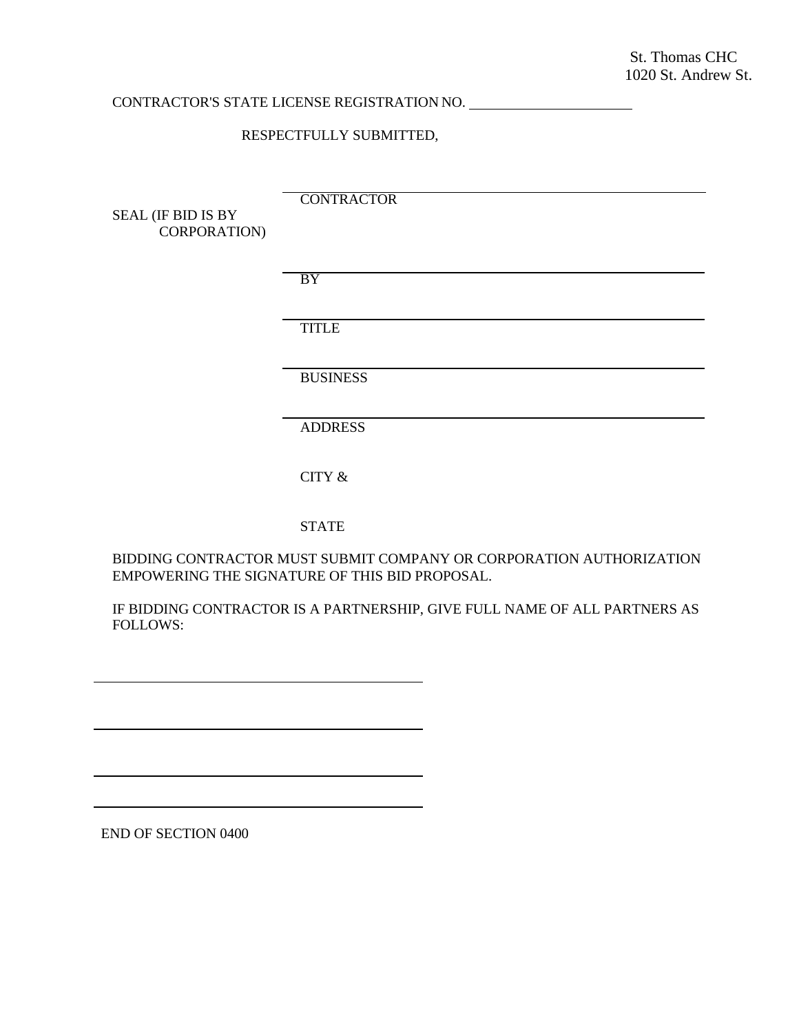St. Thomas CHC
1020 St. Andrew St.

CONTRACTOR'S STATE LICENSE REGISTRATION NO. ______________________

RESPECTFULLY SUBMITTED,

SEAL (IF BID IS BY CORPORATION)

______________________________________________
CONTRACTOR

______________________________________________
BY

______________________________________________
TITLE

______________________________________________
BUSINESS

______________________________________________
ADDRESS

CITY &

STATE

BIDDING CONTRACTOR MUST SUBMIT COMPANY OR CORPORATION AUTHORIZATION EMPOWERING THE SIGNATURE OF THIS BID PROPOSAL.

IF BIDDING CONTRACTOR IS A PARTNERSHIP, GIVE FULL NAME OF ALL PARTNERS AS FOLLOWS:

______________________________________________

______________________________________________

______________________________________________

______________________________________________

END OF SECTION 0400